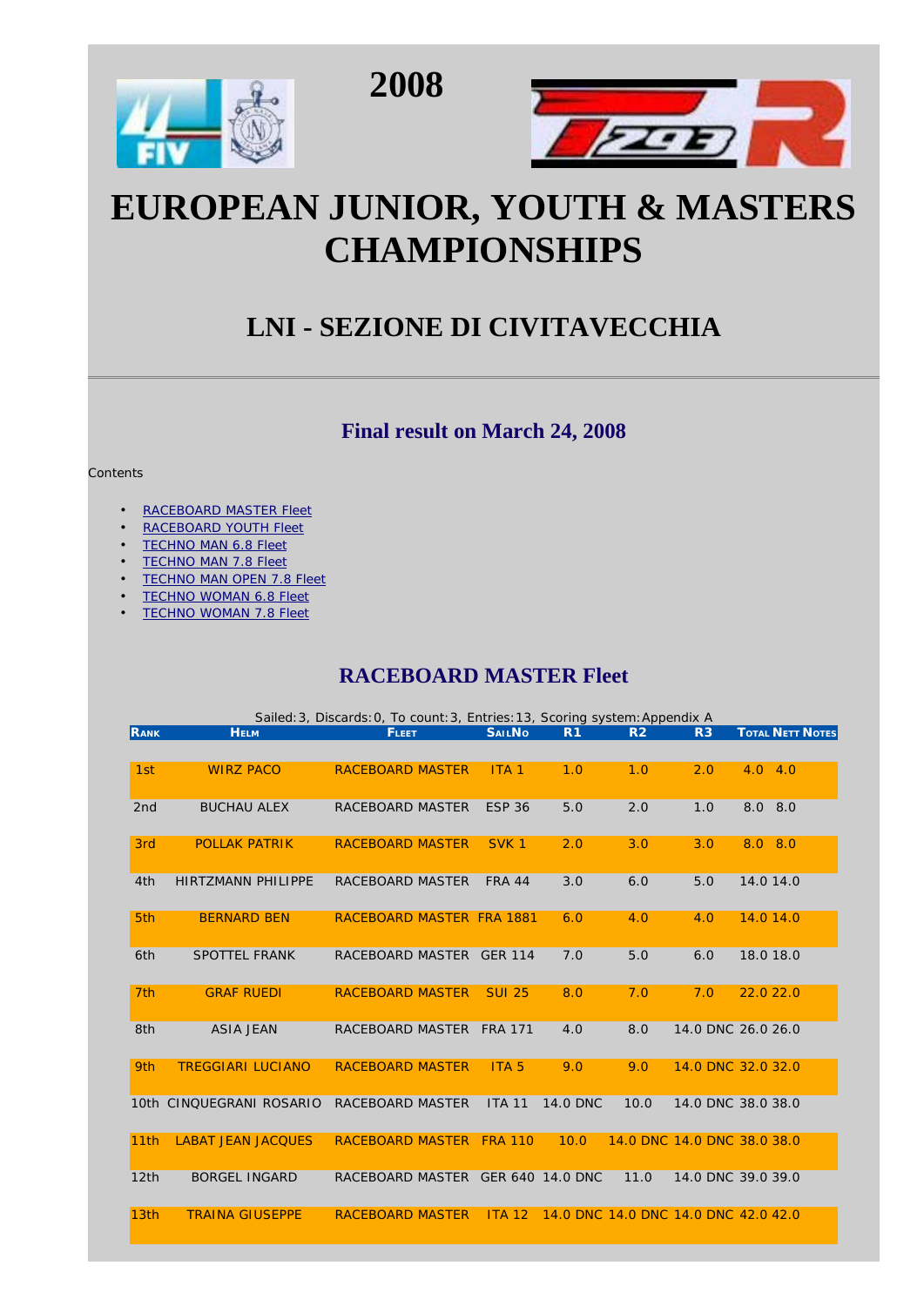# 2008

# EUROPEAN JUNIOR, YOUTH & MASTERS CHAMPIONSHIPS

## LNI - SEZIONE DI CIVITAVECCHIA

### Final result on March 24, 2008

Contents

- RACEBOARD MASTER Fleet
- RACEBOARD YOUTH Fleet
- TECHNO MAN 6.8 Fleet
- TECHNO MAN 7.8 Fleet
- TECHNO MAN OPEN 7.8 Fleet
- TECHNO WOMAN 6.8 Fleet
- TECHNO WOMAN 7.8 Fleet

### RACEBOARD MASTER Fleet

Sailed:3, Discards:0, To count:3, Entries:13, Scoring system:Appendix A

| Rank | Helm | Fleet | SailNo | R1 | R2 | R3 | Total | Nett | Notes |
|---|---|---|---|---|---|---|---|---|---|
| 1st | WIRZ PACO | RACEBOARD MASTER | ITA 1 | 1.0 | 1.0 | 2.0 | 4.0 | 4.0 | |
| 2nd | BUCHAU ALEX | RACEBOARD MASTER | ESP 36 | 5.0 | 2.0 | 1.0 | 8.0 | 8.0 | |
| 3rd | POLLAK PATRIK | RACEBOARD MASTER | SVK 1 | 2.0 | 3.0 | 3.0 | 8.0 | 8.0 | |
| 4th | HIRTZMANN PHILIPPE | RACEBOARD MASTER | FRA 44 | 3.0 | 6.0 | 5.0 | 14.0 | 14.0 | |
| 5th | BERNARD BEN | RACEBOARD MASTER | FRA 1881 | 6.0 | 4.0 | 4.0 | 14.0 | 14.0 | |
| 6th | SPOTTEL FRANK | RACEBOARD MASTER | GER 114 | 7.0 | 5.0 | 6.0 | 18.0 | 18.0 | |
| 7th | GRAF RUEDI | RACEBOARD MASTER | SUI 25 | 8.0 | 7.0 | 7.0 | 22.0 | 22.0 | |
| 8th | ASIA JEAN | RACEBOARD MASTER | FRA 171 | 4.0 | 8.0 | 14.0 DNC | 26.0 | 26.0 | |
| 9th | TREGGIARI LUCIANO | RACEBOARD MASTER | ITA 5 | 9.0 | 9.0 | 14.0 DNC | 32.0 | 32.0 | |
| 10th | CINQUEGRANI ROSARIO | RACEBOARD MASTER | ITA 11 | 14.0 DNC | 10.0 | 14.0 DNC | 38.0 | 38.0 | |
| 11th | LABAT JEAN JACQUES | RACEBOARD MASTER | FRA 110 | 10.0 | 14.0 DNC | 14.0 DNC | 38.0 | 38.0 | |
| 12th | BORGEL INGARD | RACEBOARD MASTER | GER 640 | 14.0 DNC | 11.0 | 14.0 DNC | 39.0 | 39.0 | |
| 13th | TRAINA GIUSEPPE | RACEBOARD MASTER | ITA 12 | 14.0 DNC | 14.0 DNC | 14.0 DNC | 42.0 | 42.0 | |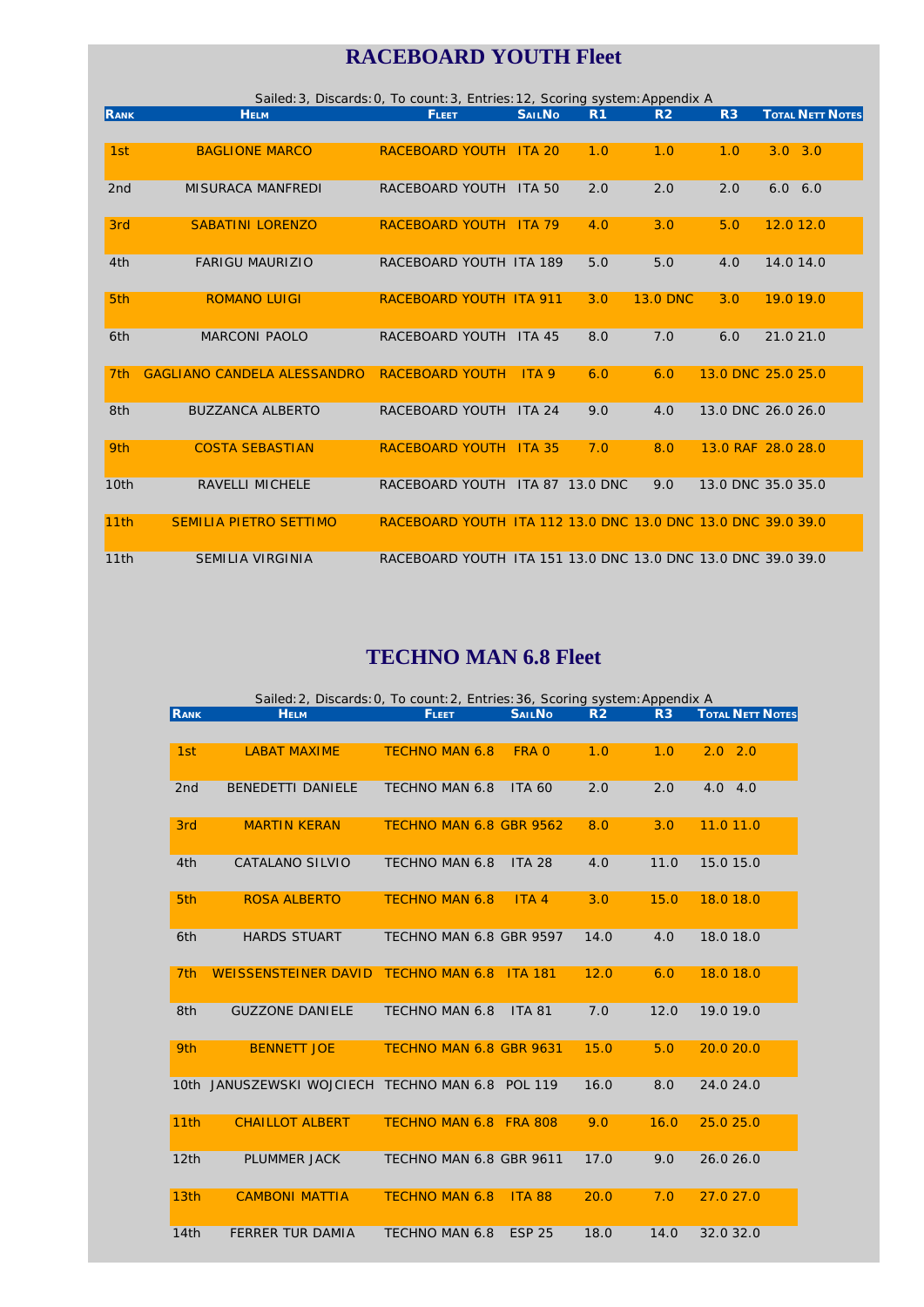# RACEBOARD YOUTH Fleet

Sailed: 3, Discards: 0, To count: 3, Entries: 12, Scoring system: Appendix A

| Rank | Helm | Fleet | SailNo | R1 | R2 | R3 | Total | Nett | Notes |
|---|---|---|---|---|---|---|---|---|---|
| 1st | BAGLIONE MARCO | RACEBOARD YOUTH | ITA 20 | 1.0 | 1.0 | 1.0 | 3.0 | 3.0 | |
| 2nd | MISURACA MANFREDI | RACEBOARD YOUTH | ITA 50 | 2.0 | 2.0 | 2.0 | 6.0 | 6.0 | |
| 3rd | SABATINI LORENZO | RACEBOARD YOUTH | ITA 79 | 4.0 | 3.0 | 5.0 | 12.0 | 12.0 | |
| 4th | FARIGU MAURIZIO | RACEBOARD YOUTH | ITA 189 | 5.0 | 5.0 | 4.0 | 14.0 | 14.0 | |
| 5th | ROMANO LUIGI | RACEBOARD YOUTH | ITA 911 | 3.0 | 13.0 DNC | 3.0 | 19.0 | 19.0 | |
| 6th | MARCONI PAOLO | RACEBOARD YOUTH | ITA 45 | 8.0 | 7.0 | 6.0 | 21.0 | 21.0 | |
| 7th | GAGLIANO CANDELA ALESSANDRO | RACEBOARD YOUTH | ITA 9 | 6.0 | 6.0 | 13.0 DNC | 25.0 | 25.0 | |
| 8th | BUZZANCA ALBERTO | RACEBOARD YOUTH | ITA 24 | 9.0 | 4.0 | 13.0 DNC | 26.0 | 26.0 | |
| 9th | COSTA SEBASTIAN | RACEBOARD YOUTH | ITA 35 | 7.0 | 8.0 | 13.0 RAF | 28.0 | 28.0 | |
| 10th | RAVELLI MICHELE | RACEBOARD YOUTH | ITA 87 | 13.0 DNC | 9.0 | 13.0 DNC | 35.0 | 35.0 | |
| 11th | SEMILIA PIETRO SETTIMO | RACEBOARD YOUTH | ITA 112 | 13.0 DNC | 13.0 DNC | 13.0 DNC | 39.0 | 39.0 | |
| 11th | SEMILIA VIRGINIA | RACEBOARD YOUTH | ITA 151 | 13.0 DNC | 13.0 DNC | 13.0 DNC | 39.0 | 39.0 | |

# TECHNO MAN 6.8 Fleet

Sailed: 2, Discards: 0, To count: 2, Entries: 36, Scoring system: Appendix A

| Rank | Helm | Fleet | SailNo | R2 | R3 | Total | Nett | Notes |
|---|---|---|---|---|---|---|---|---|
| 1st | LABAT MAXIME | TECHNO MAN 6.8 | FRA 0 | 1.0 | 1.0 | 2.0 | 2.0 | |
| 2nd | BENEDETTI DANIELE | TECHNO MAN 6.8 | ITA 60 | 2.0 | 2.0 | 4.0 | 4.0 | |
| 3rd | MARTIN KERAN | TECHNO MAN 6.8 | GBR 9562 | 8.0 | 3.0 | 11.0 | 11.0 | |
| 4th | CATALANO SILVIO | TECHNO MAN 6.8 | ITA 28 | 4.0 | 11.0 | 15.0 | 15.0 | |
| 5th | ROSA ALBERTO | TECHNO MAN 6.8 | ITA 4 | 3.0 | 15.0 | 18.0 | 18.0 | |
| 6th | HARDS STUART | TECHNO MAN 6.8 | GBR 9597 | 14.0 | 4.0 | 18.0 | 18.0 | |
| 7th | WEISSENSTEINER DAVID | TECHNO MAN 6.8 | ITA 181 | 12.0 | 6.0 | 18.0 | 18.0 | |
| 8th | GUZZONE DANIELE | TECHNO MAN 6.8 | ITA 81 | 7.0 | 12.0 | 19.0 | 19.0 | |
| 9th | BENNETT JOE | TECHNO MAN 6.8 | GBR 9631 | 15.0 | 5.0 | 20.0 | 20.0 | |
| 10th | JANUSZEWSKI WOJCIECH | TECHNO MAN 6.8 | POL 119 | 16.0 | 8.0 | 24.0 | 24.0 | |
| 11th | CHAILLOT ALBERT | TECHNO MAN 6.8 | FRA 808 | 9.0 | 16.0 | 25.0 | 25.0 | |
| 12th | PLUMMER JACK | TECHNO MAN 6.8 | GBR 9611 | 17.0 | 9.0 | 26.0 | 26.0 | |
| 13th | CAMBONI MATTIA | TECHNO MAN 6.8 | ITA 88 | 20.0 | 7.0 | 27.0 | 27.0 | |
| 14th | FERRER TUR DAMIA | TECHNO MAN 6.8 | ESP 25 | 18.0 | 14.0 | 32.0 | 32.0 | |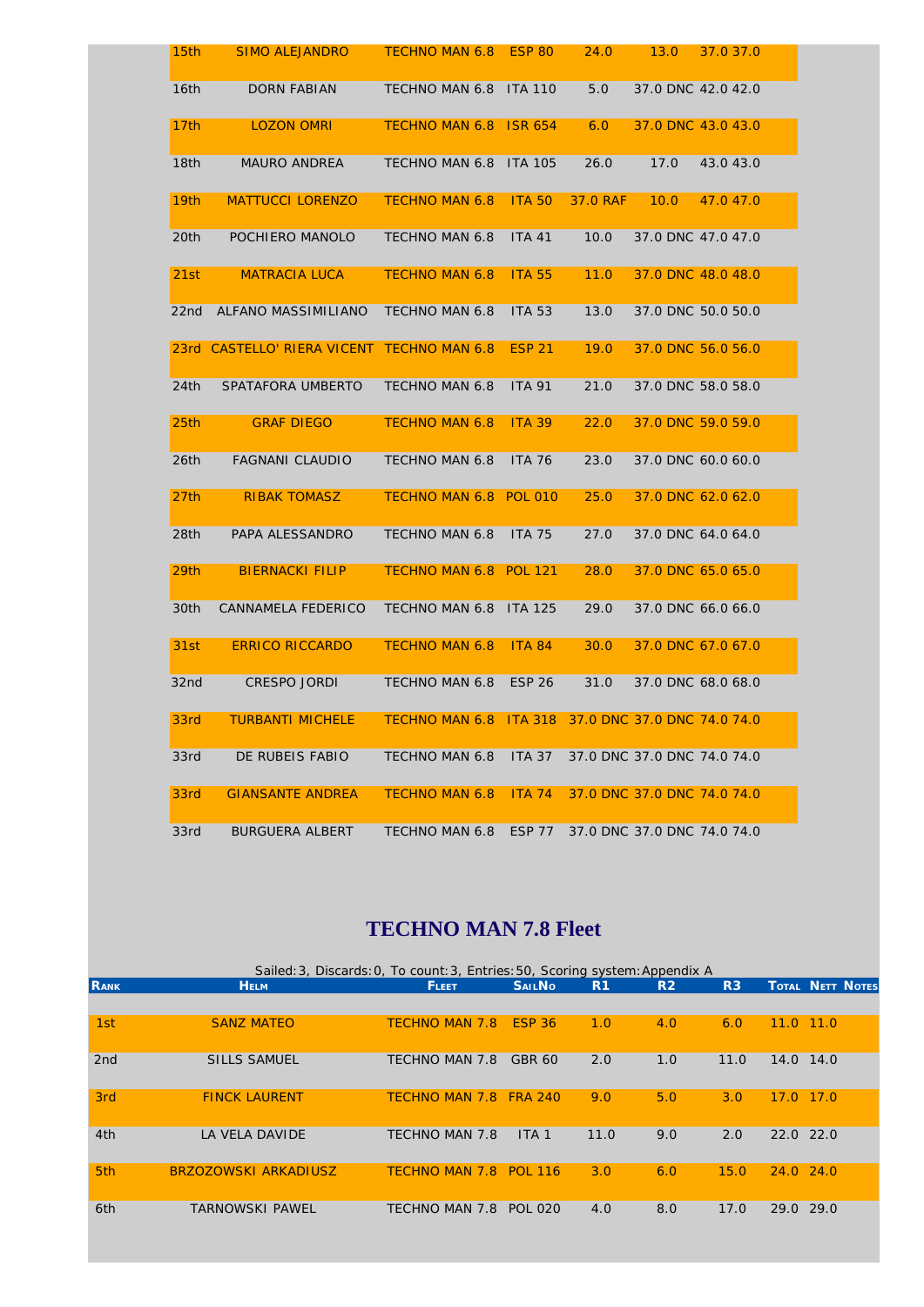| | | | | | | | | |
|---|---|---|---|---|---|---|---|---|
| 15th | SIMO ALEJANDRO | TECHNO MAN 6.8 | ESP 80 | 24.0 | 13.0 | 37.0 | 37.0 | |
| 16th | DORN FABIAN | TECHNO MAN 6.8 | ITA 110 | 5.0 | 37.0 DNC | 42.0 | 42.0 | |
| 17th | LOZON OMRI | TECHNO MAN 6.8 | ISR 654 | 6.0 | 37.0 DNC | 43.0 | 43.0 | |
| 18th | MAURO ANDREA | TECHNO MAN 6.8 | ITA 105 | 26.0 | 17.0 | 43.0 | 43.0 | |
| 19th | MATTUCCI LORENZO | TECHNO MAN 6.8 | ITA 50 | 37.0 RAF | 10.0 | 47.0 | 47.0 | |
| 20th | POCHIERO MANOLO | TECHNO MAN 6.8 | ITA 41 | 10.0 | 37.0 DNC | 47.0 | 47.0 | |
| 21st | MATRACIA LUCA | TECHNO MAN 6.8 | ITA 55 | 11.0 | 37.0 DNC | 48.0 | 48.0 | |
| 22nd | ALFANO MASSIMILIANO | TECHNO MAN 6.8 | ITA 53 | 13.0 | 37.0 DNC | 50.0 | 50.0 | |
| 23rd | CASTELLO' RIERA VICENT | TECHNO MAN 6.8 | ESP 21 | 19.0 | 37.0 DNC | 56.0 | 56.0 | |
| 24th | SPATAFORA UMBERTO | TECHNO MAN 6.8 | ITA 91 | 21.0 | 37.0 DNC | 58.0 | 58.0 | |
| 25th | GRAF DIEGO | TECHNO MAN 6.8 | ITA 39 | 22.0 | 37.0 DNC | 59.0 | 59.0 | |
| 26th | FAGNANI CLAUDIO | TECHNO MAN 6.8 | ITA 76 | 23.0 | 37.0 DNC | 60.0 | 60.0 | |
| 27th | RIBAK TOMASZ | TECHNO MAN 6.8 | POL 010 | 25.0 | 37.0 DNC | 62.0 | 62.0 | |
| 28th | PAPA ALESSANDRO | TECHNO MAN 6.8 | ITA 75 | 27.0 | 37.0 DNC | 64.0 | 64.0 | |
| 29th | BIERNACKI FILIP | TECHNO MAN 6.8 | POL 121 | 28.0 | 37.0 DNC | 65.0 | 65.0 | |
| 30th | CANNAMELA FEDERICO | TECHNO MAN 6.8 | ITA 125 | 29.0 | 37.0 DNC | 66.0 | 66.0 | |
| 31st | ERRICO RICCARDO | TECHNO MAN 6.8 | ITA 84 | 30.0 | 37.0 DNC | 67.0 | 67.0 | |
| 32nd | CRESPO JORDI | TECHNO MAN 6.8 | ESP 26 | 31.0 | 37.0 DNC | 68.0 | 68.0 | |
| 33rd | TURBANTI MICHELE | TECHNO MAN 6.8 | ITA 318 | 37.0 DNC | 37.0 DNC | 74.0 | 74.0 | |
| 33rd | DE RUBEIS FABIO | TECHNO MAN 6.8 | ITA 37 | 37.0 DNC | 37.0 DNC | 74.0 | 74.0 | |
| 33rd | GIANSANTE ANDREA | TECHNO MAN 6.8 | ITA 74 | 37.0 DNC | 37.0 DNC | 74.0 | 74.0 | |
| 33rd | BURGUERA ALBERT | TECHNO MAN 6.8 | ESP 77 | 37.0 DNC | 37.0 DNC | 74.0 | 74.0 | |

## TECHNO MAN 7.8 Fleet

Sailed: 3, Discards: 0, To count: 3, Entries: 50, Scoring system: Appendix A

| Rank | Helm | Fleet | SailNo | R1 | R2 | R3 | Total | Nett | Notes |
|---|---|---|---|---|---|---|---|---|---|
| 1st | SANZ MATEO | TECHNO MAN 7.8 | ESP 36 | 1.0 | 4.0 | 6.0 | 11.0 | 11.0 | |
| 2nd | SILLS SAMUEL | TECHNO MAN 7.8 | GBR 60 | 2.0 | 1.0 | 11.0 | 14.0 | 14.0 | |
| 3rd | FINCK LAURENT | TECHNO MAN 7.8 | FRA 240 | 9.0 | 5.0 | 3.0 | 17.0 | 17.0 | |
| 4th | LA VELA DAVIDE | TECHNO MAN 7.8 | ITA 1 | 11.0 | 9.0 | 2.0 | 22.0 | 22.0 | |
| 5th | BRZOZOWSKI ARKADIUSZ | TECHNO MAN 7.8 | POL 116 | 3.0 | 6.0 | 15.0 | 24.0 | 24.0 | |
| 6th | TARNOWSKI PAWEL | TECHNO MAN 7.8 | POL 020 | 4.0 | 8.0 | 17.0 | 29.0 | 29.0 | |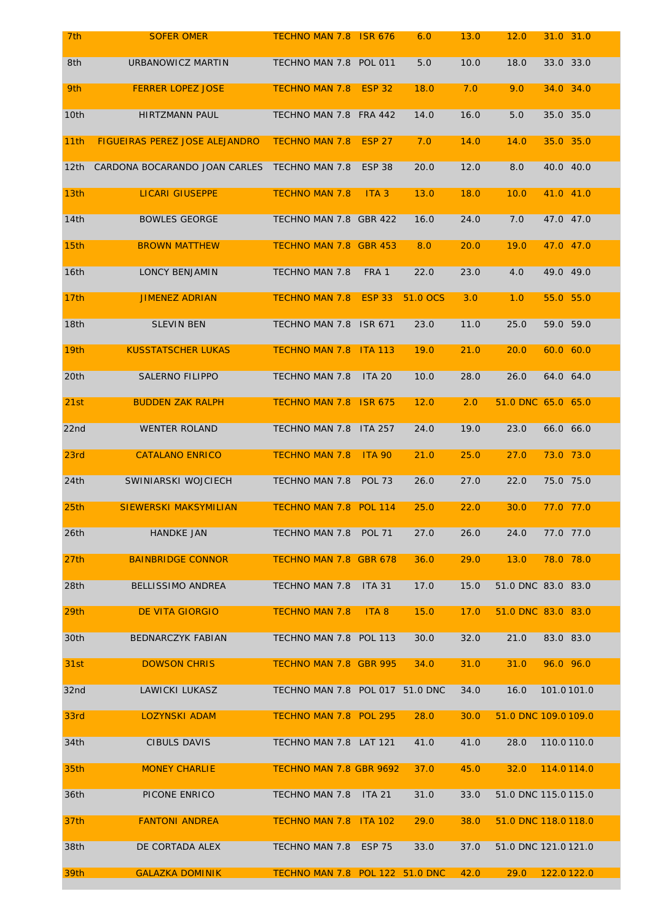| 7th | SOFER OMER | TECHNO MAN 7.8 | ISR 676 | 6.0 | 13.0 | 12.0 | 31.0 | 31.0 |
|---|---|---|---|---|---|---|---|---|
| 8th | URBANOWICZ MARTIN | TECHNO MAN 7.8 | POL 011 | 5.0 | 10.0 | 18.0 | 33.0 | 33.0 |
| 9th | FERRER LOPEZ JOSE | TECHNO MAN 7.8 | ESP 32 | 18.0 | 7.0 | 9.0 | 34.0 | 34.0 |
| 10th | HIRTZMANN PAUL | TECHNO MAN 7.8 | FRA 442 | 14.0 | 16.0 | 5.0 | 35.0 | 35.0 |
| 11th | FIGUEIRAS PEREZ JOSE ALEJANDRO | TECHNO MAN 7.8 | ESP 27 | 7.0 | 14.0 | 14.0 | 35.0 | 35.0 |
| 12th | CARDONA BOCARANDO JOAN CARLES | TECHNO MAN 7.8 | ESP 38 | 20.0 | 12.0 | 8.0 | 40.0 | 40.0 |
| 13th | LICARI GIUSEPPE | TECHNO MAN 7.8 | ITA 3 | 13.0 | 18.0 | 10.0 | 41.0 | 41.0 |
| 14th | BOWLES GEORGE | TECHNO MAN 7.8 | GBR 422 | 16.0 | 24.0 | 7.0 | 47.0 | 47.0 |
| 15th | BROWN MATTHEW | TECHNO MAN 7.8 | GBR 453 | 8.0 | 20.0 | 19.0 | 47.0 | 47.0 |
| 16th | LONCY BENJAMIN | TECHNO MAN 7.8 | FRA 1 | 22.0 | 23.0 | 4.0 | 49.0 | 49.0 |
| 17th | JIMENEZ ADRIAN | TECHNO MAN 7.8 | ESP 33 | 51.0 OCS | 3.0 | 1.0 | 55.0 | 55.0 |
| 18th | SLEVIN BEN | TECHNO MAN 7.8 | ISR 671 | 23.0 | 11.0 | 25.0 | 59.0 | 59.0 |
| 19th | KUSSTATSCHER LUKAS | TECHNO MAN 7.8 | ITA 113 | 19.0 | 21.0 | 20.0 | 60.0 | 60.0 |
| 20th | SALERNO FILIPPO | TECHNO MAN 7.8 | ITA 20 | 10.0 | 28.0 | 26.0 | 64.0 | 64.0 |
| 21st | BUDDEN ZAK RALPH | TECHNO MAN 7.8 | ISR 675 | 12.0 | 2.0 | 51.0 DNC | 65.0 | 65.0 |
| 22nd | WENTER ROLAND | TECHNO MAN 7.8 | ITA 257 | 24.0 | 19.0 | 23.0 | 66.0 | 66.0 |
| 23rd | CATALANO ENRICO | TECHNO MAN 7.8 | ITA 90 | 21.0 | 25.0 | 27.0 | 73.0 | 73.0 |
| 24th | SWINIARSKI WOJCIECH | TECHNO MAN 7.8 | POL 73 | 26.0 | 27.0 | 22.0 | 75.0 | 75.0 |
| 25th | SIEWERSKI MAKSYMILIAN | TECHNO MAN 7.8 | POL 114 | 25.0 | 22.0 | 30.0 | 77.0 | 77.0 |
| 26th | HANDKE JAN | TECHNO MAN 7.8 | POL 71 | 27.0 | 26.0 | 24.0 | 77.0 | 77.0 |
| 27th | BAINBRIDGE CONNOR | TECHNO MAN 7.8 | GBR 678 | 36.0 | 29.0 | 13.0 | 78.0 | 78.0 |
| 28th | BELLISSIMO ANDREA | TECHNO MAN 7.8 | ITA 31 | 17.0 | 15.0 | 51.0 DNC | 83.0 | 83.0 |
| 29th | DE VITA GIORGIO | TECHNO MAN 7.8 | ITA 8 | 15.0 | 17.0 | 51.0 DNC | 83.0 | 83.0 |
| 30th | BEDNARCZYK FABIAN | TECHNO MAN 7.8 | POL 113 | 30.0 | 32.0 | 21.0 | 83.0 | 83.0 |
| 31st | DOWSON CHRIS | TECHNO MAN 7.8 | GBR 995 | 34.0 | 31.0 | 31.0 | 96.0 | 96.0 |
| 32nd | LAWICKI LUKASZ | TECHNO MAN 7.8 | POL 017 | 51.0 DNC | 34.0 | 16.0 | 101.0 | 101.0 |
| 33rd | LOZYNSKI ADAM | TECHNO MAN 7.8 | POL 295 | 28.0 | 30.0 | 51.0 DNC | 109.0 | 109.0 |
| 34th | CIBULS DAVIS | TECHNO MAN 7.8 | LAT 121 | 41.0 | 41.0 | 28.0 | 110.0 | 110.0 |
| 35th | MONEY CHARLIE | TECHNO MAN 7.8 | GBR 9692 | 37.0 | 45.0 | 32.0 | 114.0 | 114.0 |
| 36th | PICONE ENRICO | TECHNO MAN 7.8 | ITA 21 | 31.0 | 33.0 | 51.0 DNC | 115.0 | 115.0 |
| 37th | FANTONI ANDREA | TECHNO MAN 7.8 | ITA 102 | 29.0 | 38.0 | 51.0 DNC | 118.0 | 118.0 |
| 38th | DE CORTADA ALEX | TECHNO MAN 7.8 | ESP 75 | 33.0 | 37.0 | 51.0 DNC | 121.0 | 121.0 |
| 39th | GALAZKA DOMINIK | TECHNO MAN 7.8 | POL 122 | 51.0 DNC | 42.0 | 29.0 | 122.0 | 122.0 |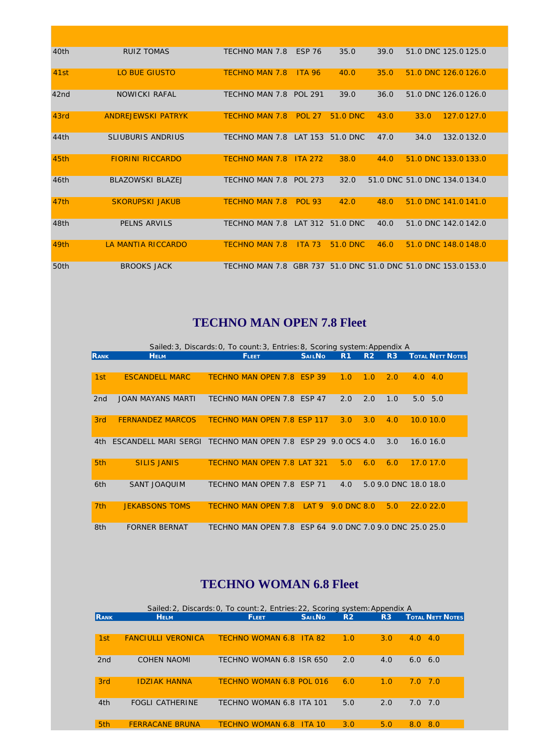| | | | | | | | | | |
|---|---|---|---|---|---|---|---|---|---|
| 40th | RUIZ TOMAS | TECHNO MAN 7.8 | ESP 76 | 35.0 | 39.0 | 51.0 DNC | 125.0 | 125.0 | |
| 41st | LO BUE GIUSTO | TECHNO MAN 7.8 | ITA 96 | 40.0 | 35.0 | 51.0 DNC | 126.0 | 126.0 | |
| 42nd | NOWICKI RAFAL | TECHNO MAN 7.8 | POL 291 | 39.0 | 36.0 | 51.0 DNC | 126.0 | 126.0 | |
| 43rd | ANDREJEWSKI PATRYK | TECHNO MAN 7.8 | POL 27 | 51.0 DNC | 43.0 | 33.0 | 127.0 | 127.0 | |
| 44th | SLIUBURIS ANDRIUS | TECHNO MAN 7.8 | LAT 153 | 51.0 DNC | 47.0 | 34.0 | 132.0 | 132.0 | |
| 45th | FIORINI RICCARDO | TECHNO MAN 7.8 | ITA 272 | 38.0 | 44.0 | 51.0 DNC | 133.0 | 133.0 | |
| 46th | BLAZOWSKI BLAZEJ | TECHNO MAN 7.8 | POL 273 | 32.0 | 51.0 DNC | 51.0 DNC | 134.0 | 134.0 | |
| 47th | SKORUPSKI JAKUB | TECHNO MAN 7.8 | POL 93 | 42.0 | 48.0 | 51.0 DNC | 141.0 | 141.0 | |
| 48th | PELNS ARVILS | TECHNO MAN 7.8 | LAT 312 | 51.0 DNC | 40.0 | 51.0 DNC | 142.0 | 142.0 | |
| 49th | LA MANTIA RICCARDO | TECHNO MAN 7.8 | ITA 73 | 51.0 DNC | 46.0 | 51.0 DNC | 148.0 | 148.0 | |
| 50th | BROOKS JACK | TECHNO MAN 7.8 | GBR 737 | 51.0 DNC | 51.0 DNC | 51.0 DNC | 153.0 | 153.0 | |

## TECHNO MAN OPEN 7.8 Fleet

Sailed: 3, Discards: 0, To count: 3, Entries: 8, Scoring system: Appendix A

| Rank | Helm | Fleet | SailNo | R1 | R2 | R3 | Total | Nett | Notes |
|---|---|---|---|---|---|---|---|---|---|
| 1st | ESCANDELL MARC | TECHNO MAN OPEN 7.8 | ESP 39 | 1.0 | 1.0 | 2.0 | 4.0 | 4.0 | |
| 2nd | JOAN MAYANS MARTI | TECHNO MAN OPEN 7.8 | ESP 47 | 2.0 | 2.0 | 1.0 | 5.0 | 5.0 | |
| 3rd | FERNANDEZ MARCOS | TECHNO MAN OPEN 7.8 | ESP 117 | 3.0 | 3.0 | 4.0 | 10.0 | 10.0 | |
| 4th | ESCANDELL MARI SERGI | TECHNO MAN OPEN 7.8 | ESP 29 | 9.0 OCS | 4.0 | 3.0 | 16.0 | 16.0 | |
| 5th | SILIS JANIS | TECHNO MAN OPEN 7.8 | LAT 321 | 5.0 | 6.0 | 6.0 | 17.0 | 17.0 | |
| 6th | SANT JOAQUIM | TECHNO MAN OPEN 7.8 | ESP 71 | 4.0 | 5.0 | 9.0 DNC | 18.0 | 18.0 | |
| 7th | JEKABSONS TOMS | TECHNO MAN OPEN 7.8 | LAT 9 | 9.0 DNC | 8.0 | 5.0 | 22.0 | 22.0 | |
| 8th | FORNER BERNAT | TECHNO MAN OPEN 7.8 | ESP 64 | 9.0 DNC | 7.0 | 9.0 DNC | 25.0 | 25.0 | |

## TECHNO WOMAN 6.8 Fleet

Sailed: 2, Discards: 0, To count: 2, Entries: 22, Scoring system: Appendix A

| Rank | Helm | Fleet | SailNo | R2 | R3 | Total | Nett | Notes |
|---|---|---|---|---|---|---|---|---|
| 1st | FANCIULLI VERONICA | TECHNO WOMAN 6.8 | ITA 82 | 1.0 | 3.0 | 4.0 | 4.0 | |
| 2nd | COHEN NAOMI | TECHNO WOMAN 6.8 | ISR 650 | 2.0 | 4.0 | 6.0 | 6.0 | |
| 3rd | IDZIAK HANNA | TECHNO WOMAN 6.8 | POL 016 | 6.0 | 1.0 | 7.0 | 7.0 | |
| 4th | FOGLI CATHERINE | TECHNO WOMAN 6.8 | ITA 101 | 5.0 | 2.0 | 7.0 | 7.0 | |
| 5th | FERRACANE BRUNA | TECHNO WOMAN 6.8 | ITA 10 | 3.0 | 5.0 | 8.0 | 8.0 | |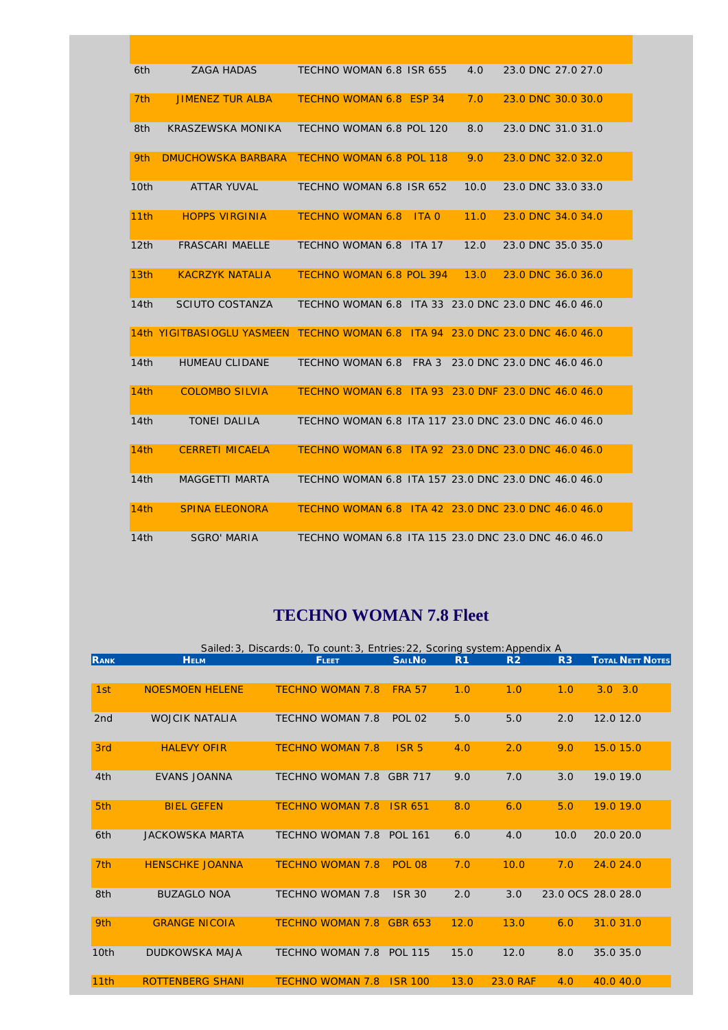| | | | | | | | |
|---|---|---|---|---|---|---|---|
| 6th | ZAGA HADAS | TECHNO WOMAN 6.8 | ISR 655 | 4.0 | 23.0 DNC | 27.0 | 27.0 |
| 7th | JIMENEZ TUR ALBA | TECHNO WOMAN 6.8 | ESP 34 | 7.0 | 23.0 DNC | 30.0 | 30.0 |
| 8th | KRASZEWSKA MONIKA | TECHNO WOMAN 6.8 | POL 120 | 8.0 | 23.0 DNC | 31.0 | 31.0 |
| 9th | DMUCHOWSKA BARBARA | TECHNO WOMAN 6.8 | POL 118 | 9.0 | 23.0 DNC | 32.0 | 32.0 |
| 10th | ATTAR YUVAL | TECHNO WOMAN 6.8 | ISR 652 | 10.0 | 23.0 DNC | 33.0 | 33.0 |
| 11th | HOPPS VIRGINIA | TECHNO WOMAN 6.8 | ITA 0 | 11.0 | 23.0 DNC | 34.0 | 34.0 |
| 12th | FRASCARI MAELLE | TECHNO WOMAN 6.8 | ITA 17 | 12.0 | 23.0 DNC | 35.0 | 35.0 |
| 13th | KACRZYK NATALIA | TECHNO WOMAN 6.8 | POL 394 | 13.0 | 23.0 DNC | 36.0 | 36.0 |
| 14th | SCIUTO COSTANZA | TECHNO WOMAN 6.8 | ITA 33 | 23.0 DNC | 23.0 DNC | 46.0 | 46.0 |
| 14th | YIGITBASIOGLU YASMEEN | TECHNO WOMAN 6.8 | ITA 94 | 23.0 DNC | 23.0 DNC | 46.0 | 46.0 |
| 14th | HUMEAU CLIDANE | TECHNO WOMAN 6.8 | FRA 3 | 23.0 DNC | 23.0 DNC | 46.0 | 46.0 |
| 14th | COLOMBO SILVIA | TECHNO WOMAN 6.8 | ITA 93 | 23.0 DNF | 23.0 DNC | 46.0 | 46.0 |
| 14th | TONEI DALILA | TECHNO WOMAN 6.8 | ITA 117 | 23.0 DNC | 23.0 DNC | 46.0 | 46.0 |
| 14th | CERRETI MICAELA | TECHNO WOMAN 6.8 | ITA 92 | 23.0 DNC | 23.0 DNC | 46.0 | 46.0 |
| 14th | MAGGETTI MARTA | TECHNO WOMAN 6.8 | ITA 157 | 23.0 DNC | 23.0 DNC | 46.0 | 46.0 |
| 14th | SPINA ELEONORA | TECHNO WOMAN 6.8 | ITA 42 | 23.0 DNC | 23.0 DNC | 46.0 | 46.0 |
| 14th | SGRO' MARIA | TECHNO WOMAN 6.8 | ITA 115 | 23.0 DNC | 23.0 DNC | 46.0 | 46.0 |

## TECHNO WOMAN 7.8 Fleet

Sailed:3, Discards:0, To count:3, Entries:22, Scoring system:Appendix A

| Rank | Helm | Fleet | SailNo | R1 | R2 | R3 | Total | Nett | Notes |
|---|---|---|---|---|---|---|---|---|---|
| 1st | NOESMOEN HELENE | TECHNO WOMAN 7.8 | FRA 57 | 1.0 | 1.0 | 1.0 | 3.0 | 3.0 | |
| 2nd | WOJCIK NATALIA | TECHNO WOMAN 7.8 | POL 02 | 5.0 | 5.0 | 2.0 | 12.0 | 12.0 | |
| 3rd | HALEVY OFIR | TECHNO WOMAN 7.8 | ISR 5 | 4.0 | 2.0 | 9.0 | 15.0 | 15.0 | |
| 4th | EVANS JOANNA | TECHNO WOMAN 7.8 | GBR 717 | 9.0 | 7.0 | 3.0 | 19.0 | 19.0 | |
| 5th | BIEL GEFEN | TECHNO WOMAN 7.8 | ISR 651 | 8.0 | 6.0 | 5.0 | 19.0 | 19.0 | |
| 6th | JACKOWSKA MARTA | TECHNO WOMAN 7.8 | POL 161 | 6.0 | 4.0 | 10.0 | 20.0 | 20.0 | |
| 7th | HENSCHKE JOANNA | TECHNO WOMAN 7.8 | POL 08 | 7.0 | 10.0 | 7.0 | 24.0 | 24.0 | |
| 8th | BUZAGLO NOA | TECHNO WOMAN 7.8 | ISR 30 | 2.0 | 3.0 | 23.0 OCS | 28.0 | 28.0 | |
| 9th | GRANGE NICOIA | TECHNO WOMAN 7.8 | GBR 653 | 12.0 | 13.0 | 6.0 | 31.0 | 31.0 | |
| 10th | DUDKOWSKA MAJA | TECHNO WOMAN 7.8 | POL 115 | 15.0 | 12.0 | 8.0 | 35.0 | 35.0 | |
| 11th | ROTTENBERG SHANI | TECHNO WOMAN 7.8 | ISR 100 | 13.0 | 23.0 RAF | 4.0 | 40.0 | 40.0 | |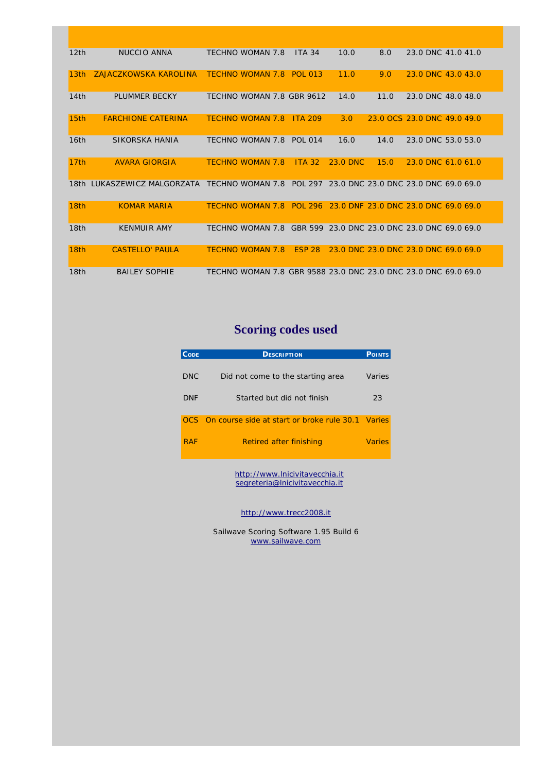| | | | | | | | | |
|---|---|---|---|---|---|---|---|---|
| 12th | NUCCIO ANNA | TECHNO WOMAN 7.8 | ITA 34 | 10.0 | 8.0 | 23.0 DNC | 41.0 | 41.0 |
| 13th | ZAJACZKOWSKA KAROLINA | TECHNO WOMAN 7.8 | POL 013 | 11.0 | 9.0 | 23.0 DNC | 43.0 | 43.0 |
| 14th | PLUMMER BECKY | TECHNO WOMAN 7.8 | GBR 9612 | 14.0 | 11.0 | 23.0 DNC | 48.0 | 48.0 |
| 15th | FARCHIONE CATERINA | TECHNO WOMAN 7.8 | ITA 209 | 3.0 | 23.0 OCS | 23.0 DNC | 49.0 | 49.0 |
| 16th | SIKORSKA HANIA | TECHNO WOMAN 7.8 | POL 014 | 16.0 | 14.0 | 23.0 DNC | 53.0 | 53.0 |
| 17th | AVARA GIORGIA | TECHNO WOMAN 7.8 | ITA 32 | 23.0 DNC | 15.0 | 23.0 DNC | 61.0 | 61.0 |
| 18th | LUKASZEWICZ MALGORZATA | TECHNO WOMAN 7.8 | POL 297 | 23.0 DNC | 23.0 DNC | 23.0 DNC | 69.0 | 69.0 |
| 18th | KOMAR MARIA | TECHNO WOMAN 7.8 | POL 296 | 23.0 DNF | 23.0 DNC | 23.0 DNC | 69.0 | 69.0 |
| 18th | KENMUIR AMY | TECHNO WOMAN 7.8 | GBR 599 | 23.0 DNC | 23.0 DNC | 23.0 DNC | 69.0 | 69.0 |
| 18th | CASTELLO' PAULA | TECHNO WOMAN 7.8 | ESP 28 | 23.0 DNC | 23.0 DNC | 23.0 DNC | 69.0 | 69.0 |
| 18th | BAILEY SOPHIE | TECHNO WOMAN 7.8 | GBR 9588 | 23.0 DNC | 23.0 DNC | 23.0 DNC | 69.0 | 69.0 |

## Scoring codes used

| Code | Description | Points |
|---|---|---|
| DNC | Did not come to the starting area | Varies |
| DNF | Started but did not finish | 23 |
| OCS | On course side at start or broke rule 30.1 | Varies |
| RAF | Retired after finishing | Varies |

http://www.lnicivitavecchia.it
segreteria@lnicivitavecchia.it

http://www.trecc2008.it

Sailwave Scoring Software 1.95 Build 6
www.sailwave.com